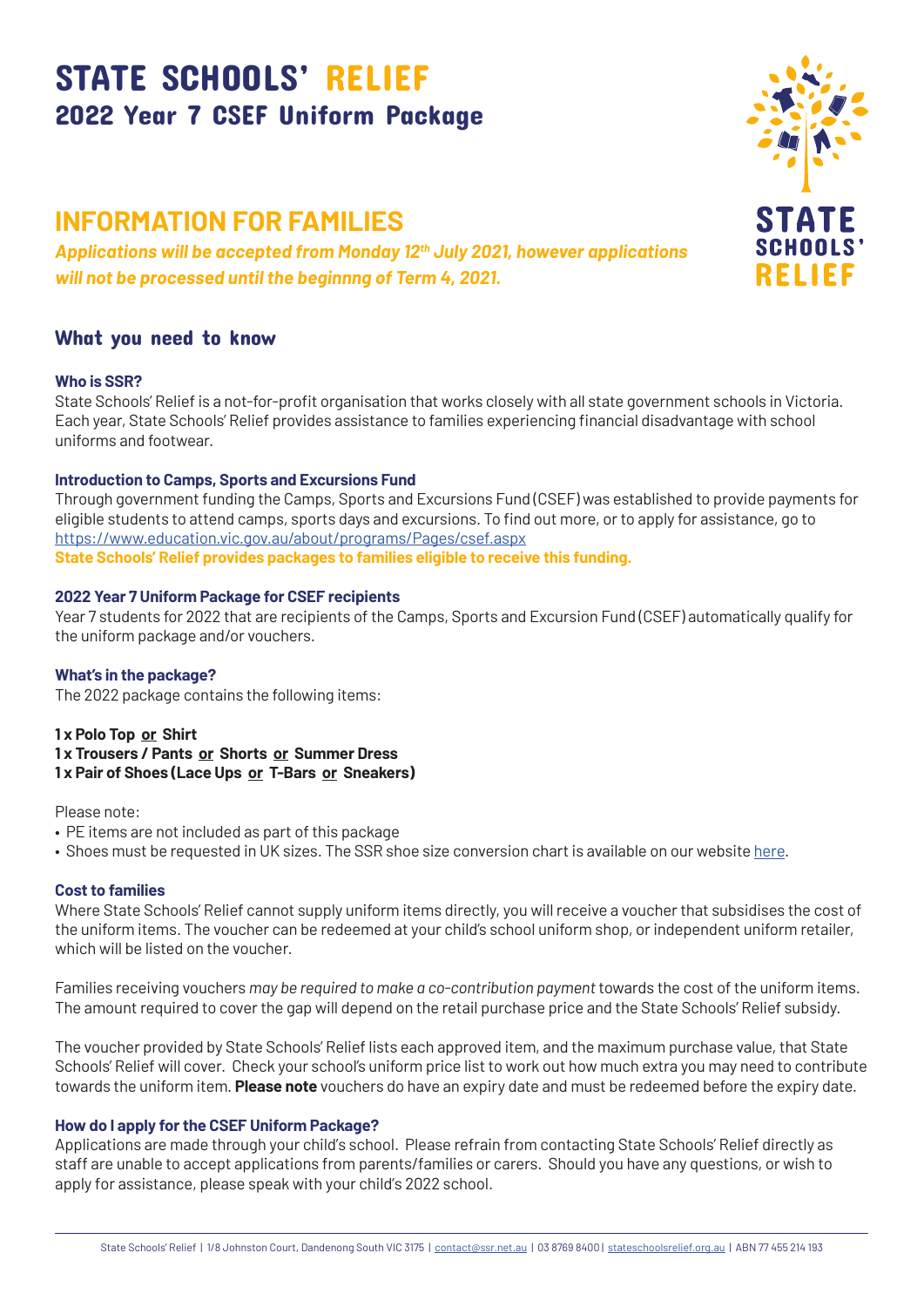# STATE SCHOOLS' RELIEF

## 2022 Year 7 CSEF Uniform Package

## INFORMATION FOR FAMILIES

***Applications will be accepted from Monday 12th July 2021, however applications will not be processed until the beginnng of Term 4, 2021.***

### What you need to know

**Who is SSR?**

State Schools' Relief is a not-for-profit organisation that works closely with all state government schools in Victoria. Each year, State Schools' Relief provides assistance to families experiencing financial disadvantage with school uniforms and footwear.

**Introduction to Camps, Sports and Excursions Fund**

Through government funding the Camps, Sports and Excursions Fund (CSEF) was established to provide payments for eligible students to attend camps, sports days and excursions. To find out more, or to apply for assistance, go to https://www.education.vic.gov.au/about/programs/Pages/csef.aspx

**State Schools' Relief provides packages to families eligible to receive this funding.**

**2022 Year 7 Uniform Package for CSEF recipients**

Year 7 students for 2022 that are recipients of the Camps, Sports and Excursion Fund (CSEF) automatically qualify for the uniform package and/or vouchers.

**What's in the package?**

The 2022 package contains the following items:

**1 x Polo Top or Shirt**
**1 x Trousers / Pants or Shorts or Summer Dress**
**1 x Pair of Shoes (Lace Ups or T-Bars or Sneakers)**

Please note:

- PE items are not included as part of this package
- Shoes must be requested in UK sizes. The SSR shoe size conversion chart is available on our website here.

**Cost to families**

Where State Schools' Relief cannot supply uniform items directly, you will receive a voucher that subsidises the cost of the uniform items. The voucher can be redeemed at your child's school uniform shop, or independent uniform retailer, which will be listed on the voucher.

Families receiving vouchers *may be required to make a co-contribution payment* towards the cost of the uniform items. The amount required to cover the gap will depend on the retail purchase price and the State Schools' Relief subsidy.

The voucher provided by State Schools' Relief lists each approved item, and the maximum purchase value, that State Schools' Relief will cover. Check your school's uniform price list to work out how much extra you may need to contribute towards the uniform item. **Please note** vouchers do have an expiry date and must be redeemed before the expiry date.

**How do I apply for the CSEF Uniform Package?**

Applications are made through your child's school. Please refrain from contacting State Schools' Relief directly as staff are unable to accept applications from parents/families or carers. Should you have any questions, or wish to apply for assistance, please speak with your child's 2022 school.

State Schools' Relief | 1/8 Johnston Court, Dandenong South VIC 3175 | contact@ssr.net.au | 03 8769 8400 | stateschoolsrelief.org.au | ABN 77 455 214 193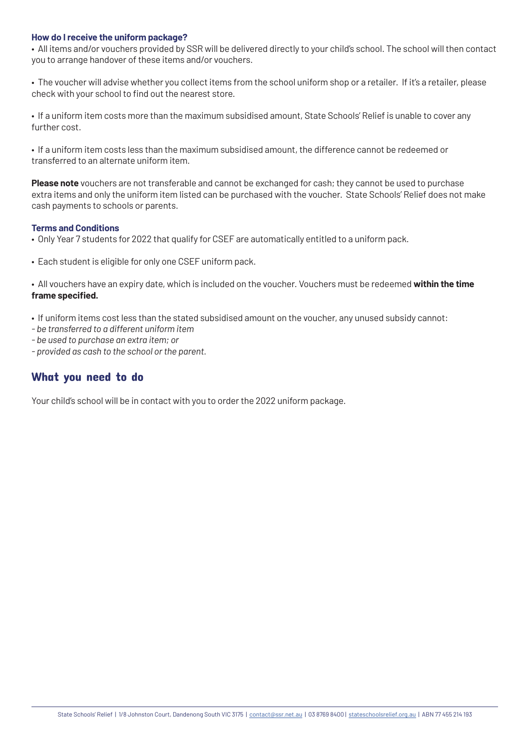### How do I receive the uniform package?

- All items and/or vouchers provided by SSR will be delivered directly to your child's school. The school will then contact you to arrange handover of these items and/or vouchers.

- The voucher will advise whether you collect items from the school uniform shop or a retailer. If it's a retailer, please check with your school to find out the nearest store.

- If a uniform item costs more than the maximum subsidised amount, State Schools' Relief is unable to cover any further cost.

- If a uniform item costs less than the maximum subsidised amount, the difference cannot be redeemed or transferred to an alternate uniform item.

**Please note** vouchers are not transferable and cannot be exchanged for cash; they cannot be used to purchase extra items and only the uniform item listed can be purchased with the voucher. State Schools' Relief does not make cash payments to schools or parents.

### Terms and Conditions

- Only Year 7 students for 2022 that qualify for CSEF are automatically entitled to a uniform pack.

- Each student is eligible for only one CSEF uniform pack.

- All vouchers have an expiry date, which is included on the voucher. Vouchers must be redeemed **within the time frame specified.**

- If uniform items cost less than the stated subsidised amount on the voucher, any unused subsidy cannot:

*- be transferred to a different uniform item*
*- be used to purchase an extra item; or*
*- provided as cash to the school or the parent.*

## What you need to do

Your child's school will be in contact with you to order the 2022 uniform package.

State Schools' Relief | 1/8 Johnston Court, Dandenong South VIC 3175 | contact@ssr.net.au | 03 8769 8400 | stateschoolsrelief.org.au | ABN 77 455 214 193